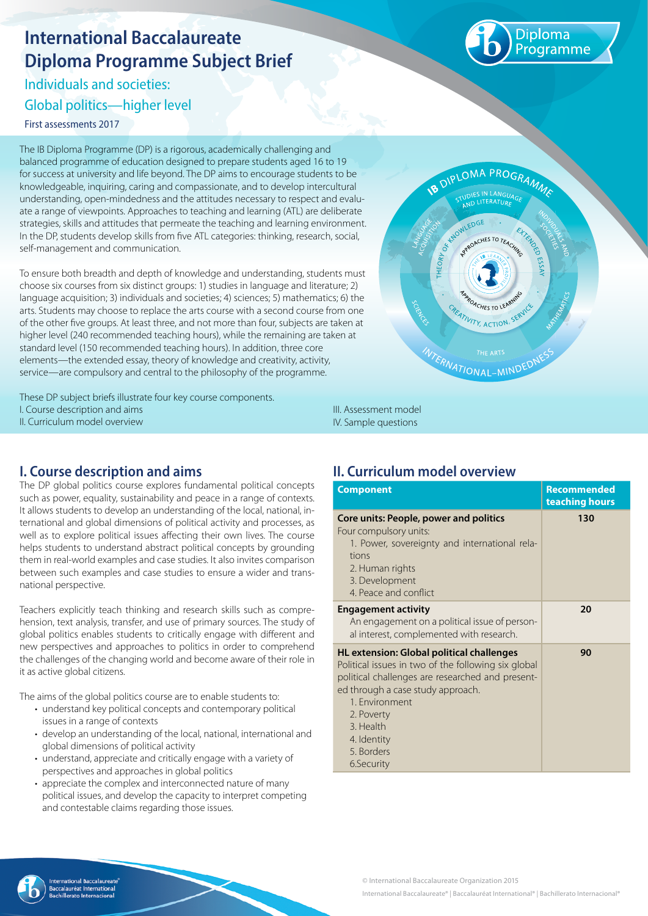# International Baccalaureate Diploma Programme Subject Brief

## Individuals and societies: Global politics—higher level

First assessments 2017

The IB Diploma Programme (DP) is a rigorous, academically challenging and balanced programme of education designed to prepare students aged 16 to 19 for success at university and life beyond. The DP aims to encourage students to be knowledgeable, inquiring, caring and compassionate, and to develop intercultural understanding, open-mindedness and the attitudes necessary to respect and evaluate a range of viewpoints. Approaches to teaching and learning (ATL) are deliberate strategies, skills and attitudes that permeate the teaching and learning environment. In the DP, students develop skills from five ATL categories: thinking, research, social, self-management and communication.

To ensure both breadth and depth of knowledge and understanding, students must choose six courses from six distinct groups: 1) studies in language and literature; 2) language acquisition; 3) individuals and societies; 4) sciences; 5) mathematics; 6) the arts. Students may choose to replace the arts course with a second course from one of the other five groups. At least three, and not more than four, subjects are taken at higher level (240 recommended teaching hours), while the remaining are taken at standard level (150 recommended teaching hours). In addition, three core elements—the extended essay, theory of knowledge and creativity, activity, service—are compulsory and central to the philosophy of the programme.

These DP subject briefs illustrate four key course components.

I. Course description and aims
II. Curriculum model overview
III. Assessment model
IV. Sample questions

## I. Course description and aims

The DP global politics course explores fundamental political concepts such as power, equality, sustainability and peace in a range of contexts. It allows students to develop an understanding of the local, national, international and global dimensions of political activity and processes, as well as to explore political issues affecting their own lives. The course helps students to understand abstract political concepts by grounding them in real-world examples and case studies. It also invites comparison between such examples and case studies to ensure a wider and transnational perspective.

Teachers explicitly teach thinking and research skills such as comprehension, text analysis, transfer, and use of primary sources. The study of global politics enables students to critically engage with different and new perspectives and approaches to politics in order to comprehend the challenges of the changing world and become aware of their role in it as active global citizens.

The aims of the global politics course are to enable students to:

- understand key political concepts and contemporary political issues in a range of contexts
- develop an understanding of the local, national, international and global dimensions of political activity
- understand, appreciate and critically engage with a variety of perspectives and approaches in global politics
- appreciate the complex and interconnected nature of many political issues, and develop the capacity to interpret competing and contestable claims regarding those issues.

## II. Curriculum model overview

| Component | Recommended teaching hours |
|---|---|
| **Core units: People, power and politics**<br>Four compulsory units:<br>1. Power, sovereignty and international relations<br>2. Human rights<br>3. Development<br>4. Peace and conflict | 130 |
| **Engagement activity**<br>An engagement on a political issue of personal interest, complemented with research. | 20 |
| **HL extension: Global political challenges**<br>Political issues in two of the following six global political challenges are researched and presented through a case study approach.<br>1. Environment<br>2. Poverty<br>3. Health<br>4. Identity<br>5. Borders<br>6. Security | 90 |

© International Baccalaureate Organization 2015
International Baccalaureate® | Baccalauréat International® | Bachillerato Internacional®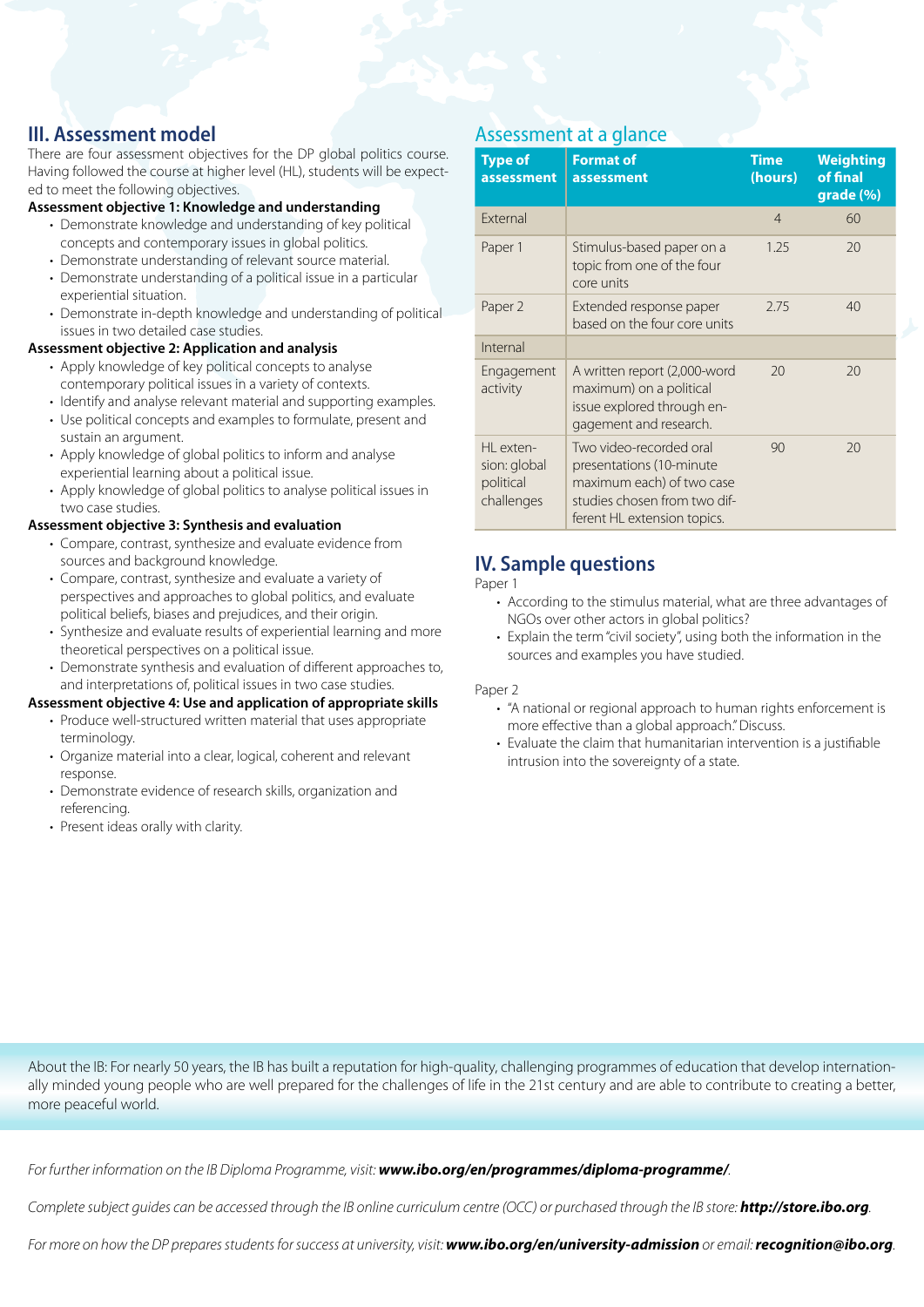## III. Assessment model

There are four assessment objectives for the DP global politics course. Having followed the course at higher level (HL), students will be expected to meet the following objectives.

**Assessment objective 1: Knowledge and understanding**

- Demonstrate knowledge and understanding of key political concepts and contemporary issues in global politics.
- Demonstrate understanding of relevant source material.
- Demonstrate understanding of a political issue in a particular experiential situation.
- Demonstrate in-depth knowledge and understanding of political issues in two detailed case studies.

**Assessment objective 2: Application and analysis**

- Apply knowledge of key political concepts to analyse contemporary political issues in a variety of contexts.
- Identify and analyse relevant material and supporting examples.
- Use political concepts and examples to formulate, present and sustain an argument.
- Apply knowledge of global politics to inform and analyse experiential learning about a political issue.
- Apply knowledge of global politics to analyse political issues in two case studies.

**Assessment objective 3: Synthesis and evaluation**

- Compare, contrast, synthesize and evaluate evidence from sources and background knowledge.
- Compare, contrast, synthesize and evaluate a variety of perspectives and approaches to global politics, and evaluate political beliefs, biases and prejudices, and their origin.
- Synthesize and evaluate results of experiential learning and more theoretical perspectives on a political issue.
- Demonstrate synthesis and evaluation of different approaches to, and interpretations of, political issues in two case studies.

**Assessment objective 4: Use and application of appropriate skills**

- Produce well-structured written material that uses appropriate terminology.
- Organize material into a clear, logical, coherent and relevant response.
- Demonstrate evidence of research skills, organization and referencing.
- Present ideas orally with clarity.

## Assessment at a glance

| Type of assessment | Format of assessment | Time (hours) | Weighting of final grade (%) |
|---|---|---|---|
| External | | 4 | 60 |
| Paper 1 | Stimulus-based paper on a topic from one of the four core units | 1.25 | 20 |
| Paper 2 | Extended response paper based on the four core units | 2.75 | 40 |
| Internal | | | |
| Engagement activity | A written report (2,000-word maximum) on a political issue explored through engagement and research. | 20 | 20 |
| HL extension: global political challenges | Two video-recorded oral presentations (10-minute maximum each) of two case studies chosen from two different HL extension topics. | 90 | 20 |

## IV. Sample questions

Paper 1

- According to the stimulus material, what are three advantages of NGOs over other actors in global politics?
- Explain the term "civil society", using both the information in the sources and examples you have studied.

Paper 2

- "A national or regional approach to human rights enforcement is more effective than a global approach." Discuss.
- Evaluate the claim that humanitarian intervention is a justifiable intrusion into the sovereignty of a state.

About the IB: For nearly 50 years, the IB has built a reputation for high-quality, challenging programmes of education that develop internationally minded young people who are well prepared for the challenges of life in the 21st century and are able to contribute to creating a better, more peaceful world.

*For further information on the IB Diploma Programme, visit:* ***www.ibo.org/en/programmes/diploma-programme/***.

*Complete subject guides can be accessed through the IB online curriculum centre (OCC) or purchased through the IB store:* ***http://store.ibo.org***.

*For more on how the DP prepares students for success at university, visit:* ***www.ibo.org/en/university-admission*** *or email:* ***recognition@ibo.org***.